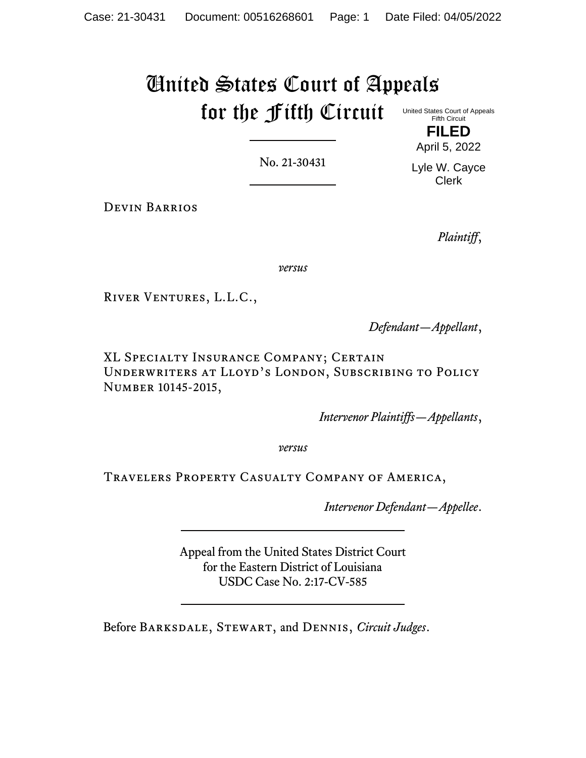# United States Court of Appeals for the Fifth Circuit

United States Court of Appeals
Fifth Circuit

**FILED**

April 5, 2022

Lyle W. Cayce
Clerk

---

No. 21-30431

---

Devin Barrios

*Plaintiff*,

*versus*

River Ventures, L.L.C.,

*Defendant—Appellant*,

XL Specialty Insurance Company; Certain Underwriters at Lloyd's London, Subscribing to Policy Number 10145-2015,

*Intervenor Plaintiffs—Appellants*,

*versus*

Travelers Property Casualty Company of America,

*Intervenor Defendant—Appellee*.

---

Appeal from the United States District Court
for the Eastern District of Louisiana
USDC Case No. 2:17-CV-585

---

Before Barksdale, Stewart, and Dennis, *Circuit Judges*.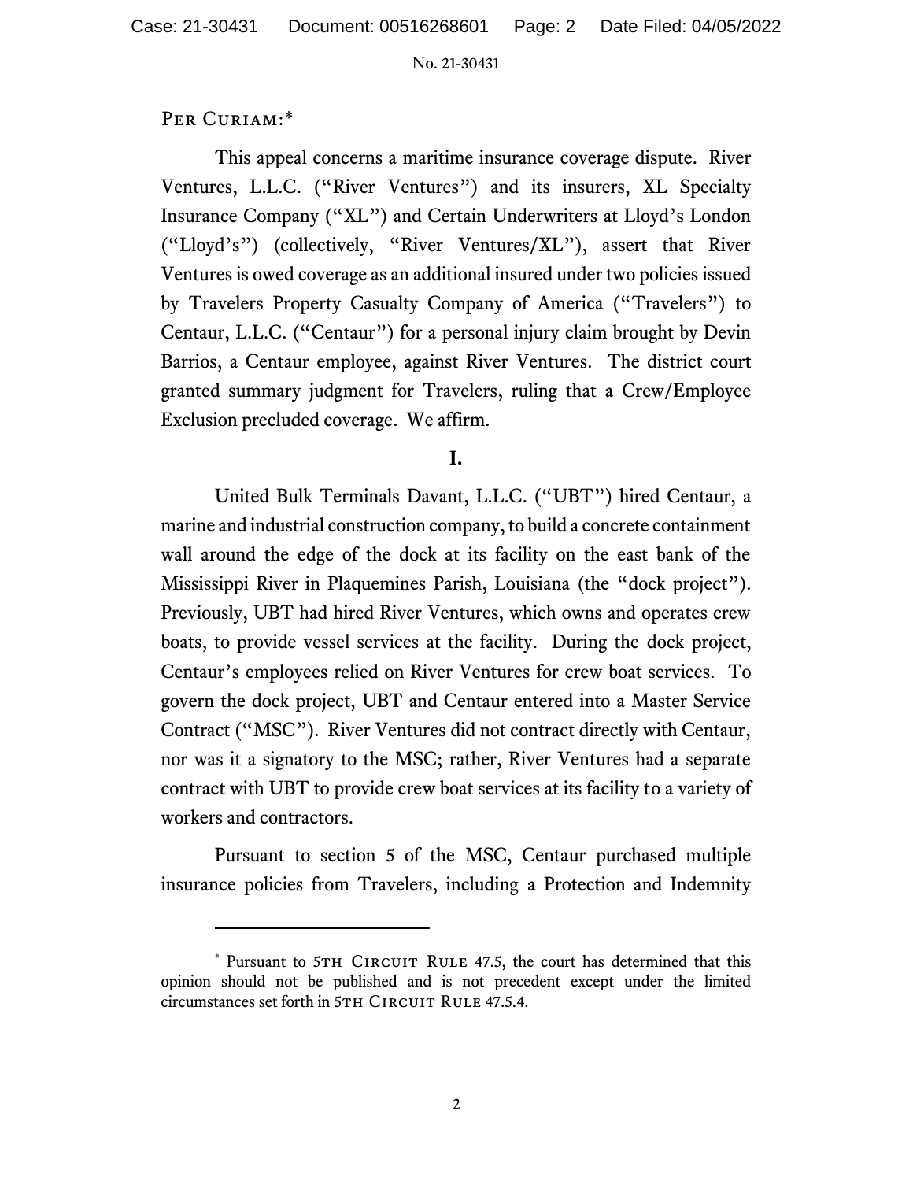PER CURIAM:[*]

This appeal concerns a maritime insurance coverage dispute. River Ventures, L.L.C. ("River Ventures") and its insurers, XL Specialty Insurance Company ("XL") and Certain Underwriters at Lloyd's London ("Lloyd's") (collectively, "River Ventures/XL"), assert that River Ventures is owed coverage as an additional insured under two policies issued by Travelers Property Casualty Company of America ("Travelers") to Centaur, L.L.C. ("Centaur") for a personal injury claim brought by Devin Barrios, a Centaur employee, against River Ventures. The district court granted summary judgment for Travelers, ruling that a Crew/Employee Exclusion precluded coverage. We affirm.

## I.

United Bulk Terminals Davant, L.L.C. ("UBT") hired Centaur, a marine and industrial construction company, to build a concrete containment wall around the edge of the dock at its facility on the east bank of the Mississippi River in Plaquemines Parish, Louisiana (the "dock project"). Previously, UBT had hired River Ventures, which owns and operates crew boats, to provide vessel services at the facility. During the dock project, Centaur's employees relied on River Ventures for crew boat services. To govern the dock project, UBT and Centaur entered into a Master Service Contract ("MSC"). River Ventures did not contract directly with Centaur, nor was it a signatory to the MSC; rather, River Ventures had a separate contract with UBT to provide crew boat services at its facility to a variety of workers and contractors.

Pursuant to section 5 of the MSC, Centaur purchased multiple insurance policies from Travelers, including a Protection and Indemnity

---

[*] Pursuant to 5TH CIRCUIT RULE 47.5, the court has determined that this opinion should not be published and is not precedent except under the limited circumstances set forth in 5TH CIRCUIT RULE 47.5.4.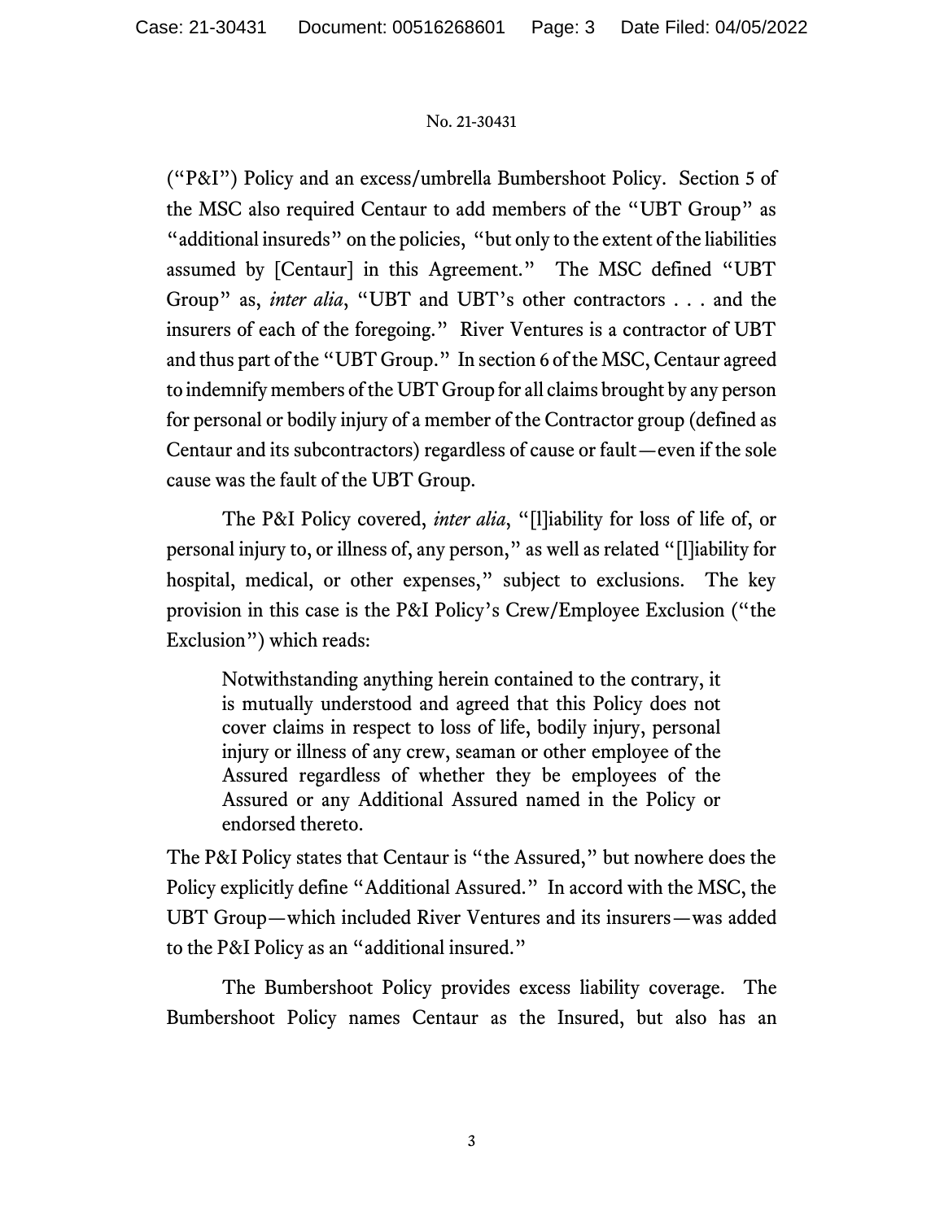("P&I") Policy and an excess/umbrella Bumbershoot Policy. Section 5 of the MSC also required Centaur to add members of the "UBT Group" as "additional insureds" on the policies, "but only to the extent of the liabilities assumed by [Centaur] in this Agreement." The MSC defined "UBT Group" as, *inter alia*, "UBT and UBT's other contractors . . . and the insurers of each of the foregoing." River Ventures is a contractor of UBT and thus part of the "UBT Group." In section 6 of the MSC, Centaur agreed to indemnify members of the UBT Group for all claims brought by any person for personal or bodily injury of a member of the Contractor group (defined as Centaur and its subcontractors) regardless of cause or fault—even if the sole cause was the fault of the UBT Group.

The P&I Policy covered, *inter alia*, "[l]iability for loss of life of, or personal injury to, or illness of, any person," as well as related "[l]iability for hospital, medical, or other expenses," subject to exclusions. The key provision in this case is the P&I Policy's Crew/Employee Exclusion ("the Exclusion") which reads:

> Notwithstanding anything herein contained to the contrary, it is mutually understood and agreed that this Policy does not cover claims in respect to loss of life, bodily injury, personal injury or illness of any crew, seaman or other employee of the Assured regardless of whether they be employees of the Assured or any Additional Assured named in the Policy or endorsed thereto.

The P&I Policy states that Centaur is "the Assured," but nowhere does the Policy explicitly define "Additional Assured." In accord with the MSC, the UBT Group—which included River Ventures and its insurers—was added to the P&I Policy as an "additional insured."

The Bumbershoot Policy provides excess liability coverage. The Bumbershoot Policy names Centaur as the Insured, but also has an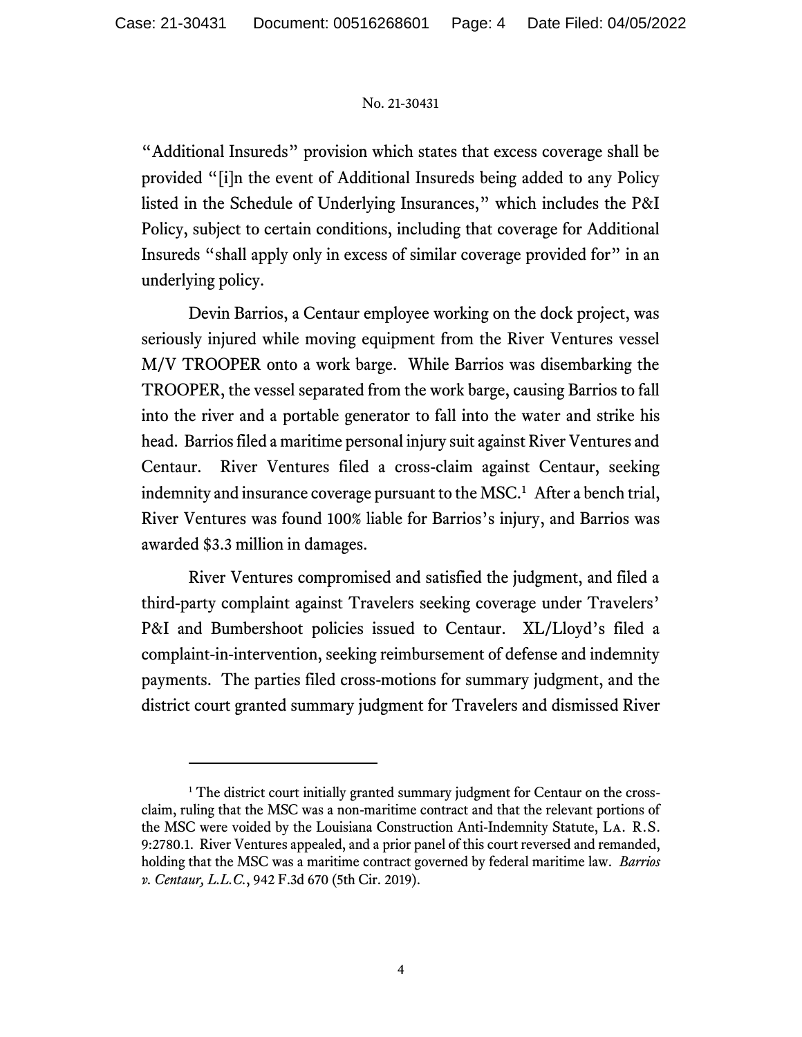"Additional Insureds" provision which states that excess coverage shall be provided "[i]n the event of Additional Insureds being added to any Policy listed in the Schedule of Underlying Insurances," which includes the P&I Policy, subject to certain conditions, including that coverage for Additional Insureds "shall apply only in excess of similar coverage provided for" in an underlying policy.

Devin Barrios, a Centaur employee working on the dock project, was seriously injured while moving equipment from the River Ventures vessel M/V TROOPER onto a work barge. While Barrios was disembarking the TROOPER, the vessel separated from the work barge, causing Barrios to fall into the river and a portable generator to fall into the water and strike his head. Barrios filed a maritime personal injury suit against River Ventures and Centaur. River Ventures filed a cross-claim against Centaur, seeking indemnity and insurance coverage pursuant to the MSC.[1] After a bench trial, River Ventures was found 100% liable for Barrios's injury, and Barrios was awarded $3.3 million in damages.

River Ventures compromised and satisfied the judgment, and filed a third-party complaint against Travelers seeking coverage under Travelers' P&I and Bumbershoot policies issued to Centaur. XL/Lloyd's filed a complaint-in-intervention, seeking reimbursement of defense and indemnity payments. The parties filed cross-motions for summary judgment, and the district court granted summary judgment for Travelers and dismissed River

---

[1] The district court initially granted summary judgment for Centaur on the cross-claim, ruling that the MSC was a non-maritime contract and that the relevant portions of the MSC were voided by the Louisiana Construction Anti-Indemnity Statute, La. R.S. 9:2780.1. River Ventures appealed, and a prior panel of this court reversed and remanded, holding that the MSC was a maritime contract governed by federal maritime law. *Barrios v. Centaur, L.L.C.*, 942 F.3d 670 (5th Cir. 2019).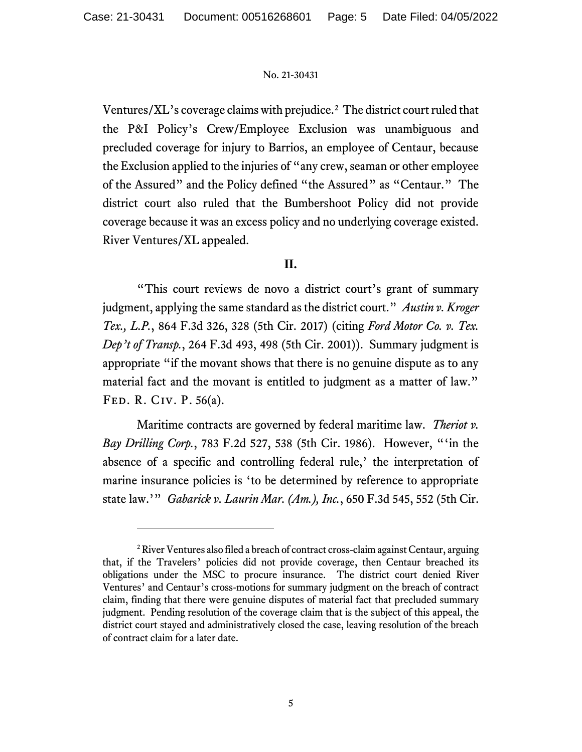Ventures/XL's coverage claims with prejudice.[2] The district court ruled that the P&I Policy's Crew/Employee Exclusion was unambiguous and precluded coverage for injury to Barrios, an employee of Centaur, because the Exclusion applied to the injuries of "any crew, seaman or other employee of the Assured" and the Policy defined "the Assured" as "Centaur." The district court also ruled that the Bumbershoot Policy did not provide coverage because it was an excess policy and no underlying coverage existed. River Ventures/XL appealed.

## II.

"This court reviews de novo a district court's grant of summary judgment, applying the same standard as the district court." *Austin v. Kroger Tex., L.P.*, 864 F.3d 326, 328 (5th Cir. 2017) (citing *Ford Motor Co. v. Tex. Dep't of Transp.*, 264 F.3d 493, 498 (5th Cir. 2001)). Summary judgment is appropriate "if the movant shows that there is no genuine dispute as to any material fact and the movant is entitled to judgment as a matter of law." Fed. R. Civ. P. 56(a).

Maritime contracts are governed by federal maritime law. *Theriot v. Bay Drilling Corp.*, 783 F.2d 527, 538 (5th Cir. 1986). However, "'in the absence of a specific and controlling federal rule,' the interpretation of marine insurance policies is 'to be determined by reference to appropriate state law.'" *Gabarick v. Laurin Mar. (Am.), Inc.*, 650 F.3d 545, 552 (5th Cir.

---

[2] River Ventures also filed a breach of contract cross-claim against Centaur, arguing that, if the Travelers' policies did not provide coverage, then Centaur breached its obligations under the MSC to procure insurance. The district court denied River Ventures' and Centaur's cross-motions for summary judgment on the breach of contract claim, finding that there were genuine disputes of material fact that precluded summary judgment. Pending resolution of the coverage claim that is the subject of this appeal, the district court stayed and administratively closed the case, leaving resolution of the breach of contract claim for a later date.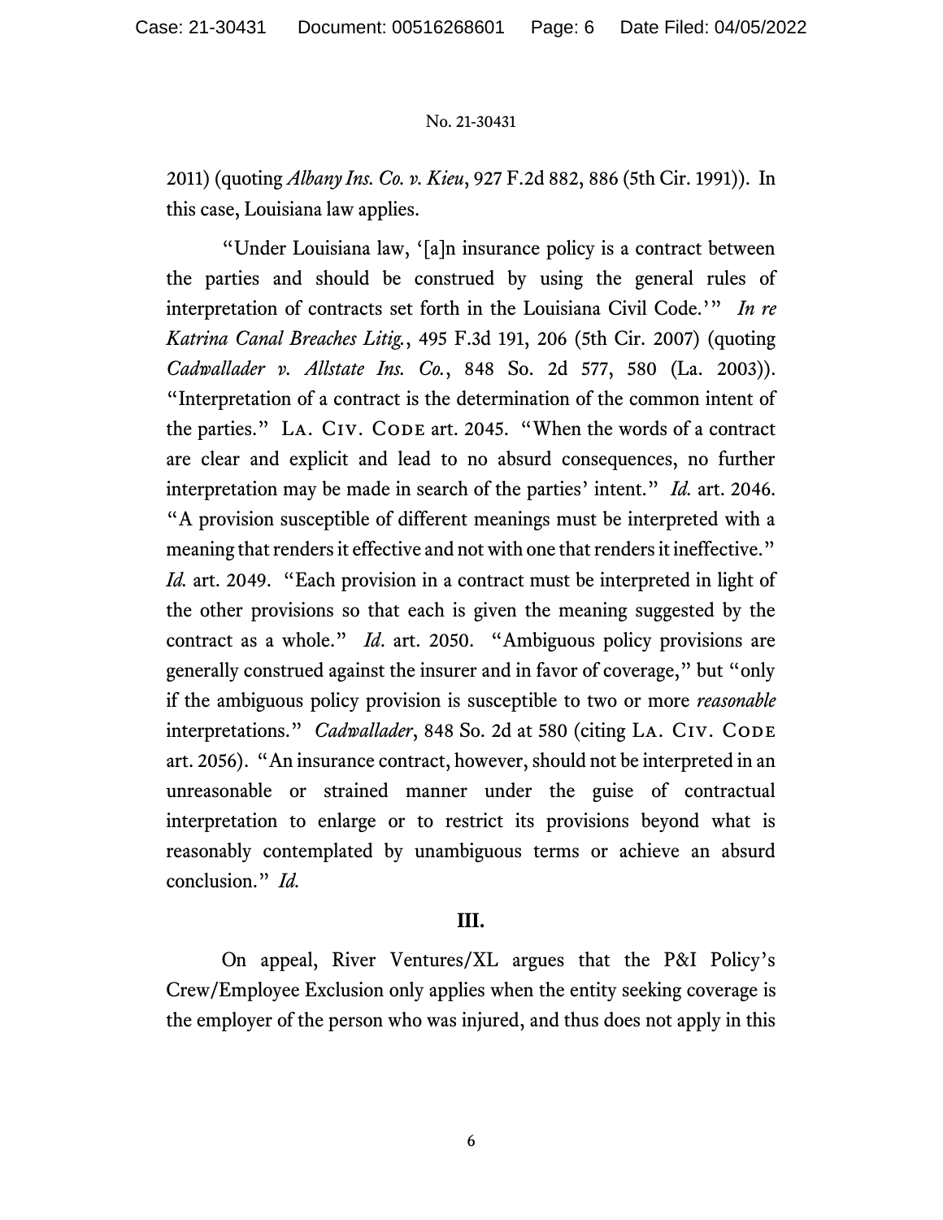2011) (quoting *Albany Ins. Co. v. Kieu*, 927 F.2d 882, 886 (5th Cir. 1991)). In this case, Louisiana law applies.

"Under Louisiana law, '[a]n insurance policy is a contract between the parties and should be construed by using the general rules of interpretation of contracts set forth in the Louisiana Civil Code.'" *In re Katrina Canal Breaches Litig.*, 495 F.3d 191, 206 (5th Cir. 2007) (quoting *Cadwallader v. Allstate Ins. Co.*, 848 So. 2d 577, 580 (La. 2003)). "Interpretation of a contract is the determination of the common intent of the parties." LA. CIV. CODE art. 2045. "When the words of a contract are clear and explicit and lead to no absurd consequences, no further interpretation may be made in search of the parties' intent." *Id.* art. 2046. "A provision susceptible of different meanings must be interpreted with a meaning that renders it effective and not with one that renders it ineffective." *Id.* art. 2049. "Each provision in a contract must be interpreted in light of the other provisions so that each is given the meaning suggested by the contract as a whole." *Id*. art. 2050. "Ambiguous policy provisions are generally construed against the insurer and in favor of coverage," but "only if the ambiguous policy provision is susceptible to two or more *reasonable* interpretations." *Cadwallader*, 848 So. 2d at 580 (citing LA. CIV. CODE art. 2056). "An insurance contract, however, should not be interpreted in an unreasonable or strained manner under the guise of contractual interpretation to enlarge or to restrict its provisions beyond what is reasonably contemplated by unambiguous terms or achieve an absurd conclusion." *Id.*

## III.

On appeal, River Ventures/XL argues that the P&I Policy's Crew/Employee Exclusion only applies when the entity seeking coverage is the employer of the person who was injured, and thus does not apply in this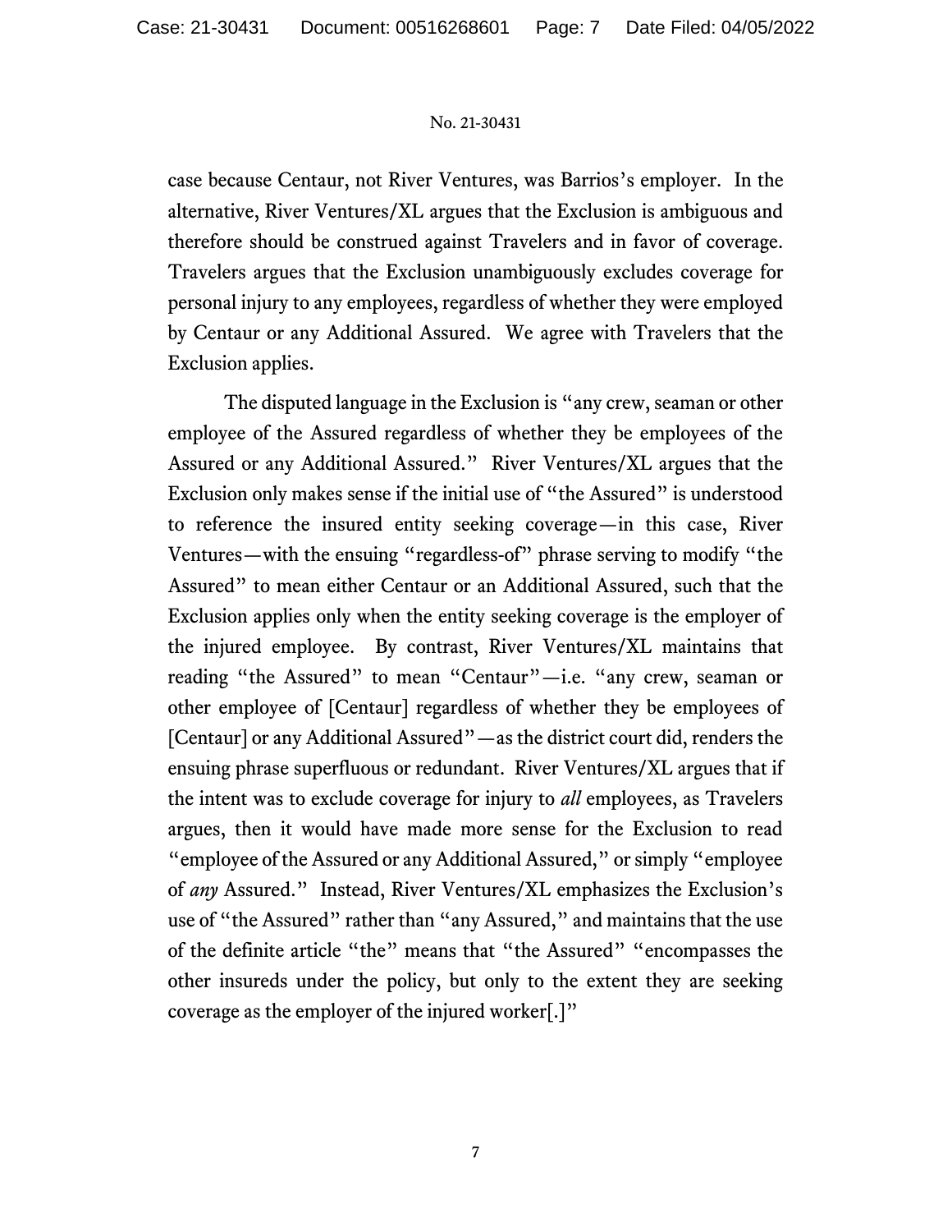case because Centaur, not River Ventures, was Barrios's employer. In the alternative, River Ventures/XL argues that the Exclusion is ambiguous and therefore should be construed against Travelers and in favor of coverage. Travelers argues that the Exclusion unambiguously excludes coverage for personal injury to any employees, regardless of whether they were employed by Centaur or any Additional Assured. We agree with Travelers that the Exclusion applies.

The disputed language in the Exclusion is "any crew, seaman or other employee of the Assured regardless of whether they be employees of the Assured or any Additional Assured." River Ventures/XL argues that the Exclusion only makes sense if the initial use of "the Assured" is understood to reference the insured entity seeking coverage—in this case, River Ventures—with the ensuing "regardless-of" phrase serving to modify "the Assured" to mean either Centaur or an Additional Assured, such that the Exclusion applies only when the entity seeking coverage is the employer of the injured employee. By contrast, River Ventures/XL maintains that reading "the Assured" to mean "Centaur"—i.e. "any crew, seaman or other employee of [Centaur] regardless of whether they be employees of [Centaur] or any Additional Assured"—as the district court did, renders the ensuing phrase superfluous or redundant. River Ventures/XL argues that if the intent was to exclude coverage for injury to *all* employees, as Travelers argues, then it would have made more sense for the Exclusion to read "employee of the Assured or any Additional Assured," or simply "employee of *any* Assured." Instead, River Ventures/XL emphasizes the Exclusion's use of "the Assured" rather than "any Assured," and maintains that the use of the definite article "the" means that "the Assured" "encompasses the other insureds under the policy, but only to the extent they are seeking coverage as the employer of the injured worker[.]"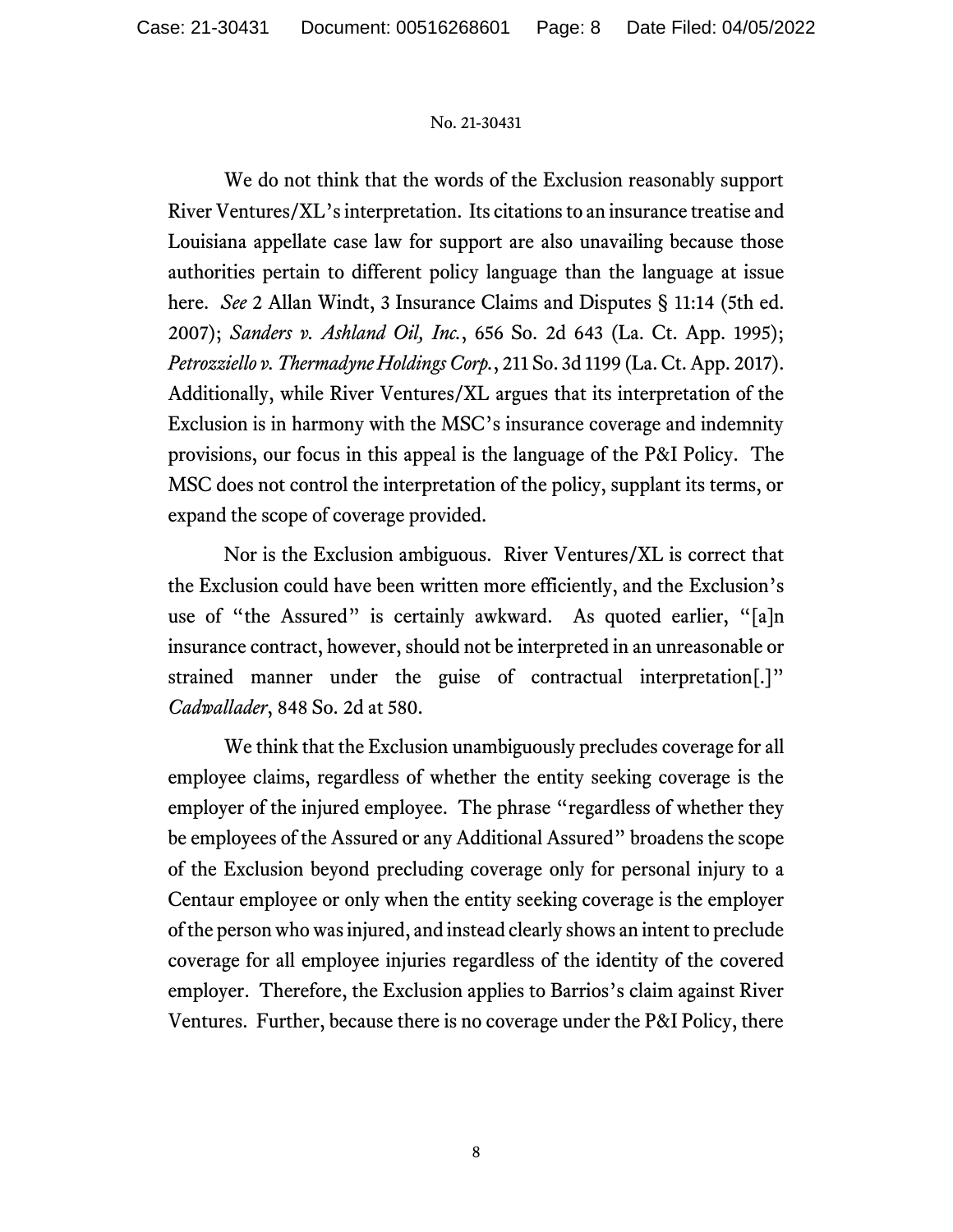We do not think that the words of the Exclusion reasonably support River Ventures/XL's interpretation. Its citations to an insurance treatise and Louisiana appellate case law for support are also unavailing because those authorities pertain to different policy language than the language at issue here. *See* 2 Allan Windt, 3 Insurance Claims and Disputes § 11:14 (5th ed. 2007); *Sanders v. Ashland Oil, Inc.*, 656 So. 2d 643 (La. Ct. App. 1995); *Petrozziello v. Thermadyne Holdings Corp.*, 211 So. 3d 1199 (La. Ct. App. 2017). Additionally, while River Ventures/XL argues that its interpretation of the Exclusion is in harmony with the MSC's insurance coverage and indemnity provisions, our focus in this appeal is the language of the P&I Policy. The MSC does not control the interpretation of the policy, supplant its terms, or expand the scope of coverage provided.

Nor is the Exclusion ambiguous. River Ventures/XL is correct that the Exclusion could have been written more efficiently, and the Exclusion's use of "the Assured" is certainly awkward. As quoted earlier, "[a]n insurance contract, however, should not be interpreted in an unreasonable or strained manner under the guise of contractual interpretation[.]" *Cadwallader*, 848 So. 2d at 580.

We think that the Exclusion unambiguously precludes coverage for all employee claims, regardless of whether the entity seeking coverage is the employer of the injured employee. The phrase "regardless of whether they be employees of the Assured or any Additional Assured" broadens the scope of the Exclusion beyond precluding coverage only for personal injury to a Centaur employee or only when the entity seeking coverage is the employer of the person who was injured, and instead clearly shows an intent to preclude coverage for all employee injuries regardless of the identity of the covered employer. Therefore, the Exclusion applies to Barrios's claim against River Ventures. Further, because there is no coverage under the P&I Policy, there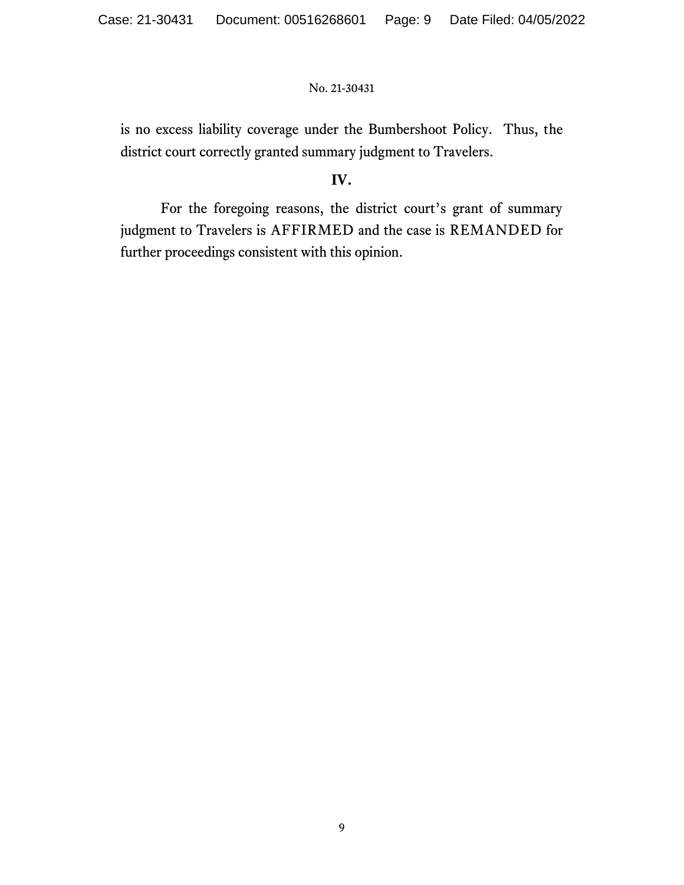is no excess liability coverage under the Bumbershoot Policy. Thus, the district court correctly granted summary judgment to Travelers.

## IV.

For the foregoing reasons, the district court's grant of summary judgment to Travelers is AFFIRMED and the case is REMANDED for further proceedings consistent with this opinion.